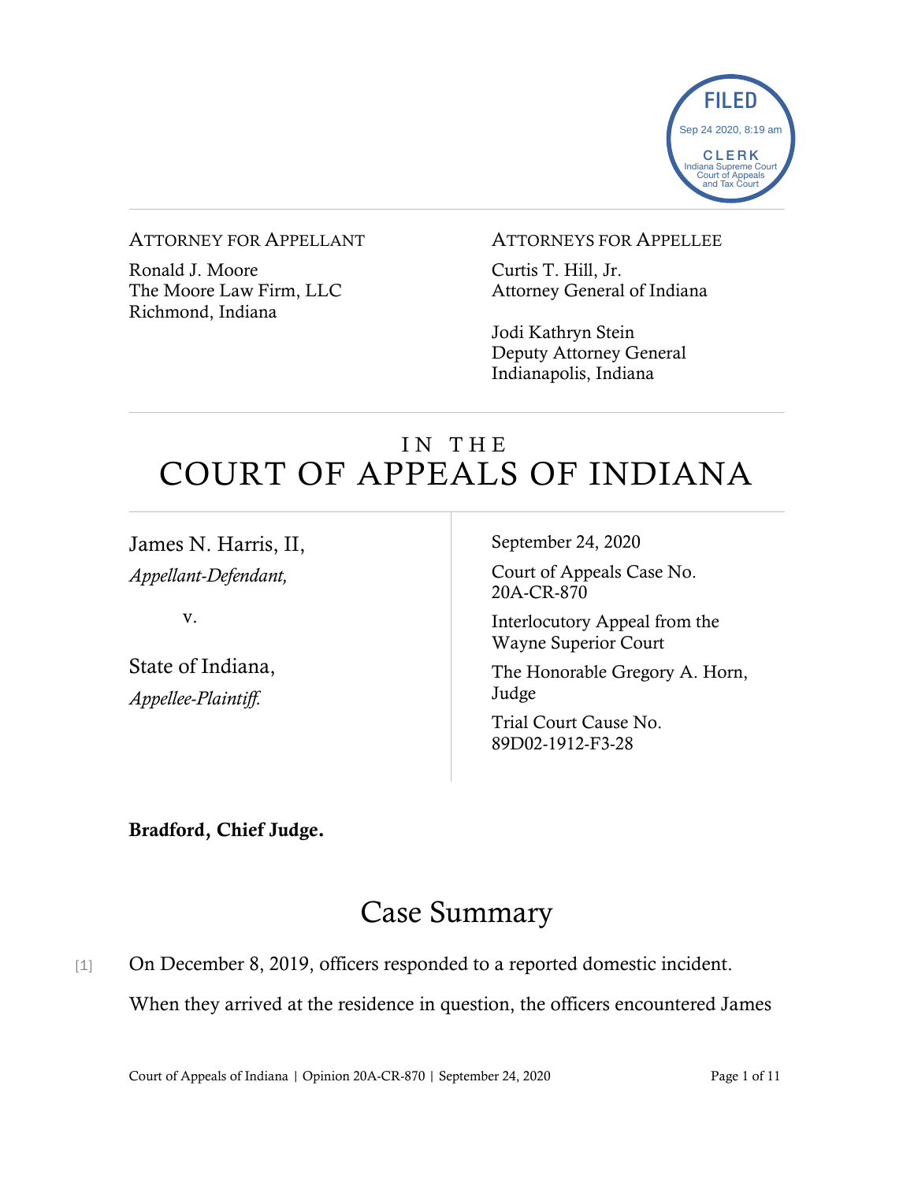FILED
Sep 24 2020, 8:19 am
CLERK
Indiana Supreme Court
Court of Appeals
and Tax Court

ATTORNEY FOR APPELLANT

Ronald J. Moore
The Moore Law Firm, LLC
Richmond, Indiana

ATTORNEYS FOR APPELLEE

Curtis T. Hill, Jr.
Attorney General of Indiana

Jodi Kathryn Stein
Deputy Attorney General
Indianapolis, Indiana

# IN THE COURT OF APPEALS OF INDIANA

James N. Harris, II,
*Appellant-Defendant,*

v.

State of Indiana,
*Appellee-Plaintiff.*

September 24, 2020

Court of Appeals Case No. 20A-CR-870

Interlocutory Appeal from the Wayne Superior Court

The Honorable Gregory A. Horn, Judge

Trial Court Cause No. 89D02-1912-F3-28

**Bradford, Chief Judge.**

## Case Summary

[1] On December 8, 2019, officers responded to a reported domestic incident. When they arrived at the residence in question, the officers encountered James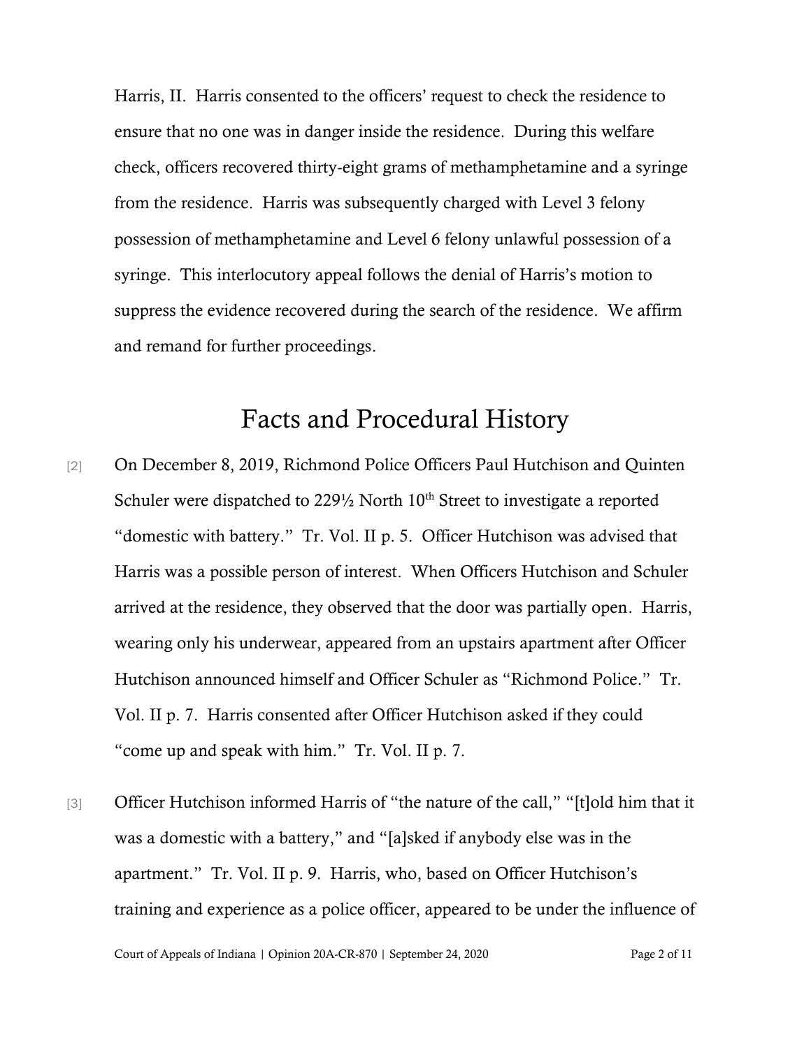Harris, II. Harris consented to the officers' request to check the residence to ensure that no one was in danger inside the residence. During this welfare check, officers recovered thirty-eight grams of methamphetamine and a syringe from the residence. Harris was subsequently charged with Level 3 felony possession of methamphetamine and Level 6 felony unlawful possession of a syringe. This interlocutory appeal follows the denial of Harris's motion to suppress the evidence recovered during the search of the residence. We affirm and remand for further proceedings.

# Facts and Procedural History

[2] On December 8, 2019, Richmond Police Officers Paul Hutchison and Quinten Schuler were dispatched to 229½ North 10th Street to investigate a reported "domestic with battery." Tr. Vol. II p. 5. Officer Hutchison was advised that Harris was a possible person of interest. When Officers Hutchison and Schuler arrived at the residence, they observed that the door was partially open. Harris, wearing only his underwear, appeared from an upstairs apartment after Officer Hutchison announced himself and Officer Schuler as "Richmond Police." Tr. Vol. II p. 7. Harris consented after Officer Hutchison asked if they could "come up and speak with him." Tr. Vol. II p. 7.

[3] Officer Hutchison informed Harris of "the nature of the call," "[t]old him that it was a domestic with a battery," and "[a]sked if anybody else was in the apartment." Tr. Vol. II p. 9. Harris, who, based on Officer Hutchison's training and experience as a police officer, appeared to be under the influence of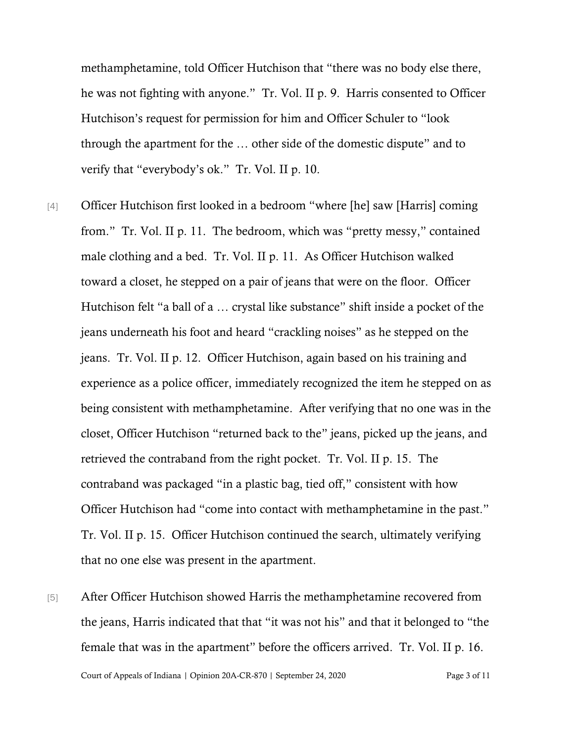methamphetamine, told Officer Hutchison that "there was no body else there, he was not fighting with anyone." Tr. Vol. II p. 9. Harris consented to Officer Hutchison's request for permission for him and Officer Schuler to "look through the apartment for the … other side of the domestic dispute" and to verify that "everybody's ok." Tr. Vol. II p. 10.

[4] Officer Hutchison first looked in a bedroom "where [he] saw [Harris] coming from." Tr. Vol. II p. 11. The bedroom, which was "pretty messy," contained male clothing and a bed. Tr. Vol. II p. 11. As Officer Hutchison walked toward a closet, he stepped on a pair of jeans that were on the floor. Officer Hutchison felt "a ball of a … crystal like substance" shift inside a pocket of the jeans underneath his foot and heard "crackling noises" as he stepped on the jeans. Tr. Vol. II p. 12. Officer Hutchison, again based on his training and experience as a police officer, immediately recognized the item he stepped on as being consistent with methamphetamine. After verifying that no one was in the closet, Officer Hutchison "returned back to the" jeans, picked up the jeans, and retrieved the contraband from the right pocket. Tr. Vol. II p. 15. The contraband was packaged "in a plastic bag, tied off," consistent with how Officer Hutchison had "come into contact with methamphetamine in the past." Tr. Vol. II p. 15. Officer Hutchison continued the search, ultimately verifying that no one else was present in the apartment.

[5] After Officer Hutchison showed Harris the methamphetamine recovered from the jeans, Harris indicated that that "it was not his" and that it belonged to "the female that was in the apartment" before the officers arrived. Tr. Vol. II p. 16.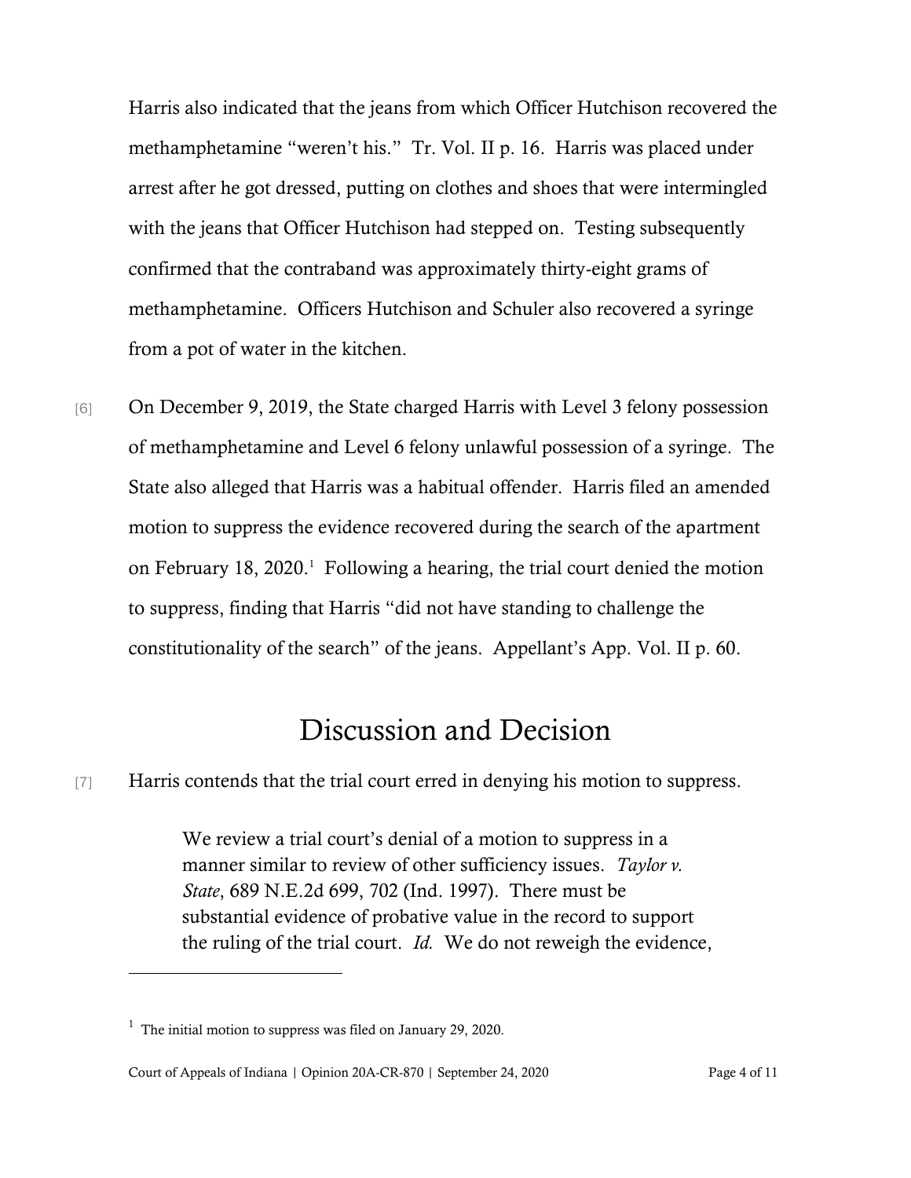Harris also indicated that the jeans from which Officer Hutchison recovered the methamphetamine "weren't his." Tr. Vol. II p. 16. Harris was placed under arrest after he got dressed, putting on clothes and shoes that were intermingled with the jeans that Officer Hutchison had stepped on. Testing subsequently confirmed that the contraband was approximately thirty-eight grams of methamphetamine. Officers Hutchison and Schuler also recovered a syringe from a pot of water in the kitchen.

[6] On December 9, 2019, the State charged Harris with Level 3 felony possession of methamphetamine and Level 6 felony unlawful possession of a syringe. The State also alleged that Harris was a habitual offender. Harris filed an amended motion to suppress the evidence recovered during the search of the apartment on February 18, 2020.[1] Following a hearing, the trial court denied the motion to suppress, finding that Harris "did not have standing to challenge the constitutionality of the search" of the jeans. Appellant's App. Vol. II p. 60.

# Discussion and Decision

[7] Harris contends that the trial court erred in denying his motion to suppress.

> We review a trial court's denial of a motion to suppress in a manner similar to review of other sufficiency issues. *Taylor v. State*, 689 N.E.2d 699, 702 (Ind. 1997). There must be substantial evidence of probative value in the record to support the ruling of the trial court. *Id.* We do not reweigh the evidence,

[1] The initial motion to suppress was filed on January 29, 2020.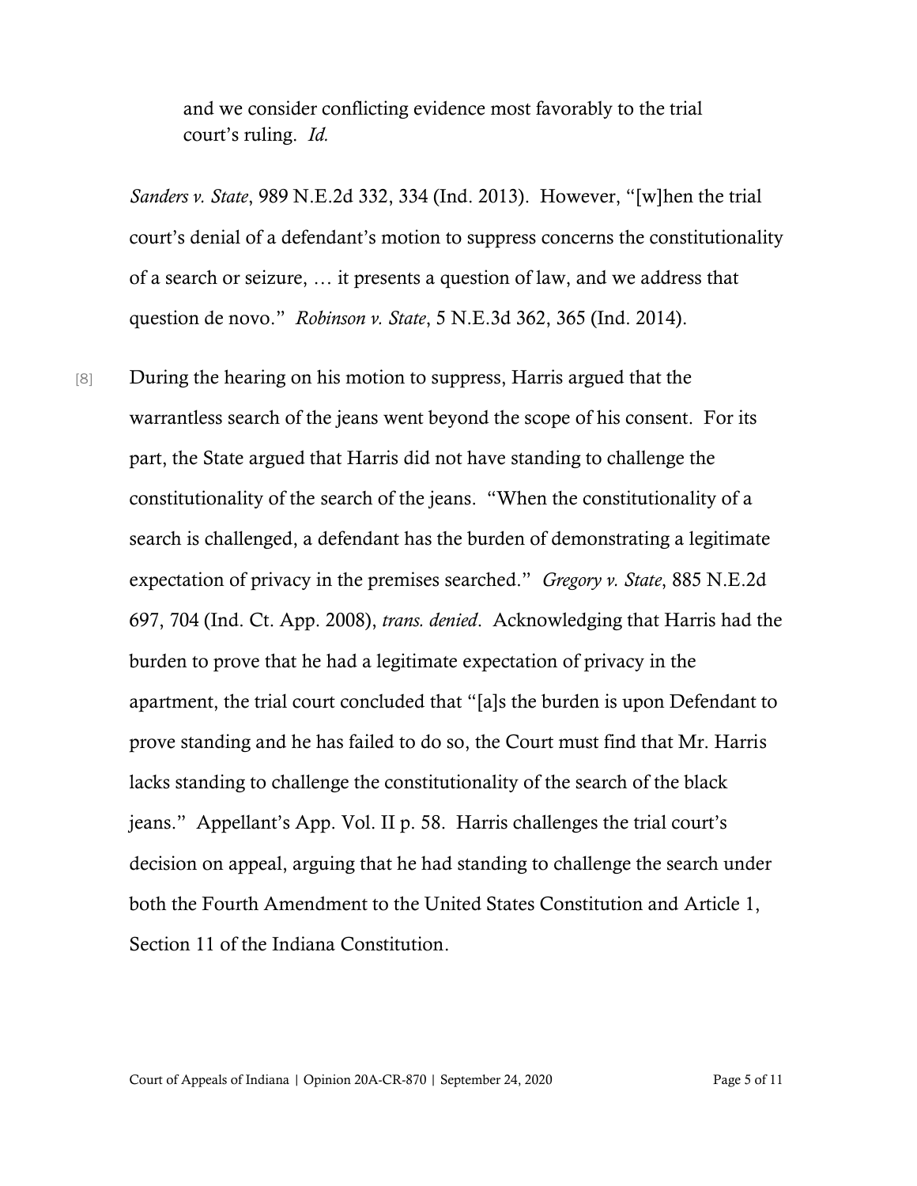> and we consider conflicting evidence most favorably to the trial court's ruling. *Id.*

*Sanders v. State*, 989 N.E.2d 332, 334 (Ind. 2013). However, "[w]hen the trial court's denial of a defendant's motion to suppress concerns the constitutionality of a search or seizure, … it presents a question of law, and we address that question de novo." *Robinson v. State*, 5 N.E.3d 362, 365 (Ind. 2014).

[8] During the hearing on his motion to suppress, Harris argued that the warrantless search of the jeans went beyond the scope of his consent. For its part, the State argued that Harris did not have standing to challenge the constitutionality of the search of the jeans. "When the constitutionality of a search is challenged, a defendant has the burden of demonstrating a legitimate expectation of privacy in the premises searched." *Gregory v. State*, 885 N.E.2d 697, 704 (Ind. Ct. App. 2008), *trans. denied*. Acknowledging that Harris had the burden to prove that he had a legitimate expectation of privacy in the apartment, the trial court concluded that "[a]s the burden is upon Defendant to prove standing and he has failed to do so, the Court must find that Mr. Harris lacks standing to challenge the constitutionality of the search of the black jeans." Appellant's App. Vol. II p. 58. Harris challenges the trial court's decision on appeal, arguing that he had standing to challenge the search under both the Fourth Amendment to the United States Constitution and Article 1, Section 11 of the Indiana Constitution.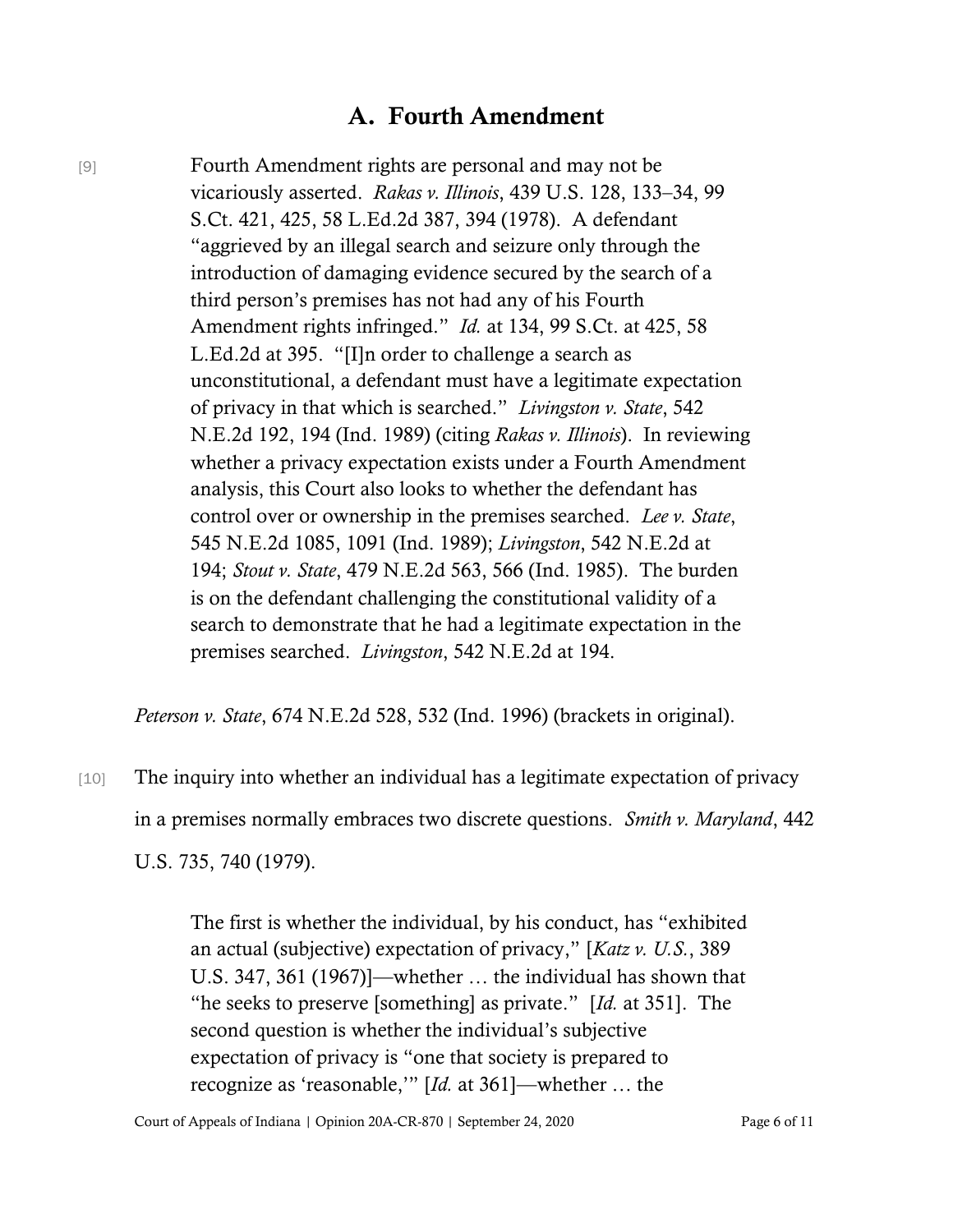## A. Fourth Amendment

[9] Fourth Amendment rights are personal and may not be vicariously asserted. *Rakas v. Illinois*, 439 U.S. 128, 133–34, 99 S.Ct. 421, 425, 58 L.Ed.2d 387, 394 (1978). A defendant "aggrieved by an illegal search and seizure only through the introduction of damaging evidence secured by the search of a third person's premises has not had any of his Fourth Amendment rights infringed." *Id.* at 134, 99 S.Ct. at 425, 58 L.Ed.2d at 395. "[I]n order to challenge a search as unconstitutional, a defendant must have a legitimate expectation of privacy in that which is searched." *Livingston v. State*, 542 N.E.2d 192, 194 (Ind. 1989) (citing *Rakas v. Illinois*). In reviewing whether a privacy expectation exists under a Fourth Amendment analysis, this Court also looks to whether the defendant has control over or ownership in the premises searched. *Lee v. State*, 545 N.E.2d 1085, 1091 (Ind. 1989); *Livingston*, 542 N.E.2d at 194; *Stout v. State*, 479 N.E.2d 563, 566 (Ind. 1985). The burden is on the defendant challenging the constitutional validity of a search to demonstrate that he had a legitimate expectation in the premises searched. *Livingston*, 542 N.E.2d at 194.

*Peterson v. State*, 674 N.E.2d 528, 532 (Ind. 1996) (brackets in original).

[10] The inquiry into whether an individual has a legitimate expectation of privacy in a premises normally embraces two discrete questions. *Smith v. Maryland*, 442 U.S. 735, 740 (1979).

> The first is whether the individual, by his conduct, has "exhibited an actual (subjective) expectation of privacy," [*Katz v. U.S.*, 389 U.S. 347, 361 (1967)]—whether … the individual has shown that "he seeks to preserve [something] as private." [*Id.* at 351]. The second question is whether the individual's subjective expectation of privacy is "one that society is prepared to recognize as 'reasonable,'" [*Id.* at 361]—whether … the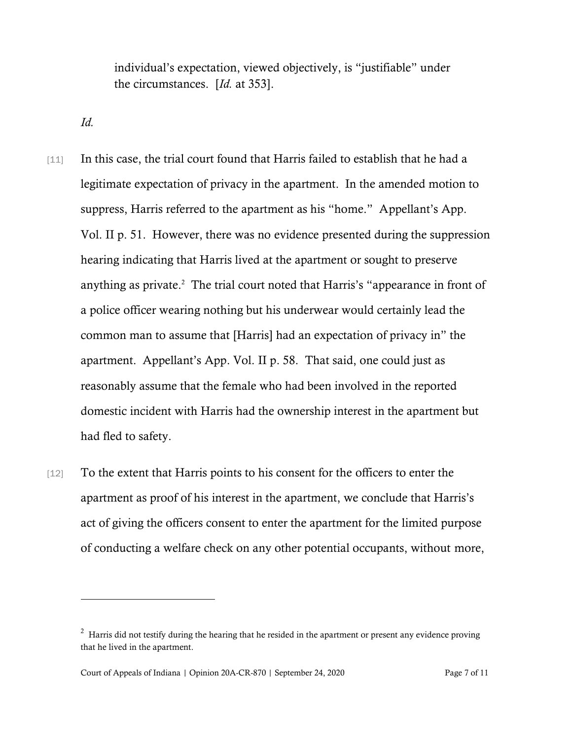individual's expectation, viewed objectively, is "justifiable" under the circumstances. [*Id.* at 353].

*Id.*

[11] In this case, the trial court found that Harris failed to establish that he had a legitimate expectation of privacy in the apartment. In the amended motion to suppress, Harris referred to the apartment as his "home." Appellant's App. Vol. II p. 51. However, there was no evidence presented during the suppression hearing indicating that Harris lived at the apartment or sought to preserve anything as private.[2] The trial court noted that Harris's "appearance in front of a police officer wearing nothing but his underwear would certainly lead the common man to assume that [Harris] had an expectation of privacy in" the apartment. Appellant's App. Vol. II p. 58. That said, one could just as reasonably assume that the female who had been involved in the reported domestic incident with Harris had the ownership interest in the apartment but had fled to safety.

[12] To the extent that Harris points to his consent for the officers to enter the apartment as proof of his interest in the apartment, we conclude that Harris's act of giving the officers consent to enter the apartment for the limited purpose of conducting a welfare check on any other potential occupants, without more,

---

[2] Harris did not testify during the hearing that he resided in the apartment or present any evidence proving that he lived in the apartment.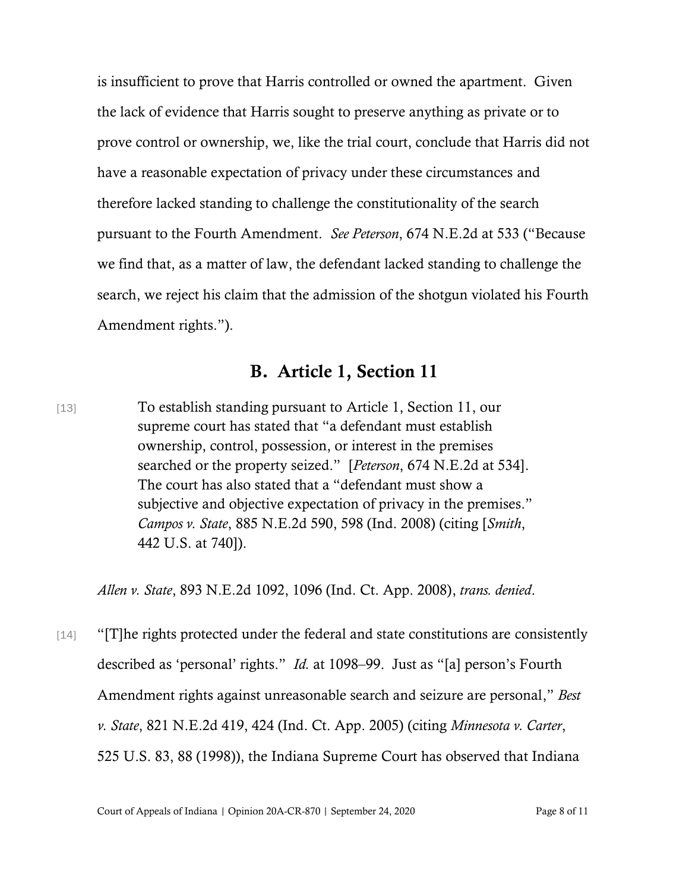is insufficient to prove that Harris controlled or owned the apartment. Given the lack of evidence that Harris sought to preserve anything as private or to prove control or ownership, we, like the trial court, conclude that Harris did not have a reasonable expectation of privacy under these circumstances and therefore lacked standing to challenge the constitutionality of the search pursuant to the Fourth Amendment. *See Peterson*, 674 N.E.2d at 533 ("Because we find that, as a matter of law, the defendant lacked standing to challenge the search, we reject his claim that the admission of the shotgun violated his Fourth Amendment rights.").

## B. Article 1, Section 11

[13]

> To establish standing pursuant to Article 1, Section 11, our supreme court has stated that "a defendant must establish ownership, control, possession, or interest in the premises searched or the property seized." [*Peterson*, 674 N.E.2d at 534]. The court has also stated that a "defendant must show a subjective and objective expectation of privacy in the premises." *Campos v. State*, 885 N.E.2d 590, 598 (Ind. 2008) (citing [*Smith*, 442 U.S. at 740]).

*Allen v. State*, 893 N.E.2d 1092, 1096 (Ind. Ct. App. 2008), *trans. denied*.

[14] "[T]he rights protected under the federal and state constitutions are consistently described as 'personal' rights." *Id.* at 1098–99. Just as "[a] person's Fourth Amendment rights against unreasonable search and seizure are personal," *Best v. State*, 821 N.E.2d 419, 424 (Ind. Ct. App. 2005) (citing *Minnesota v. Carter*, 525 U.S. 83, 88 (1998)), the Indiana Supreme Court has observed that Indiana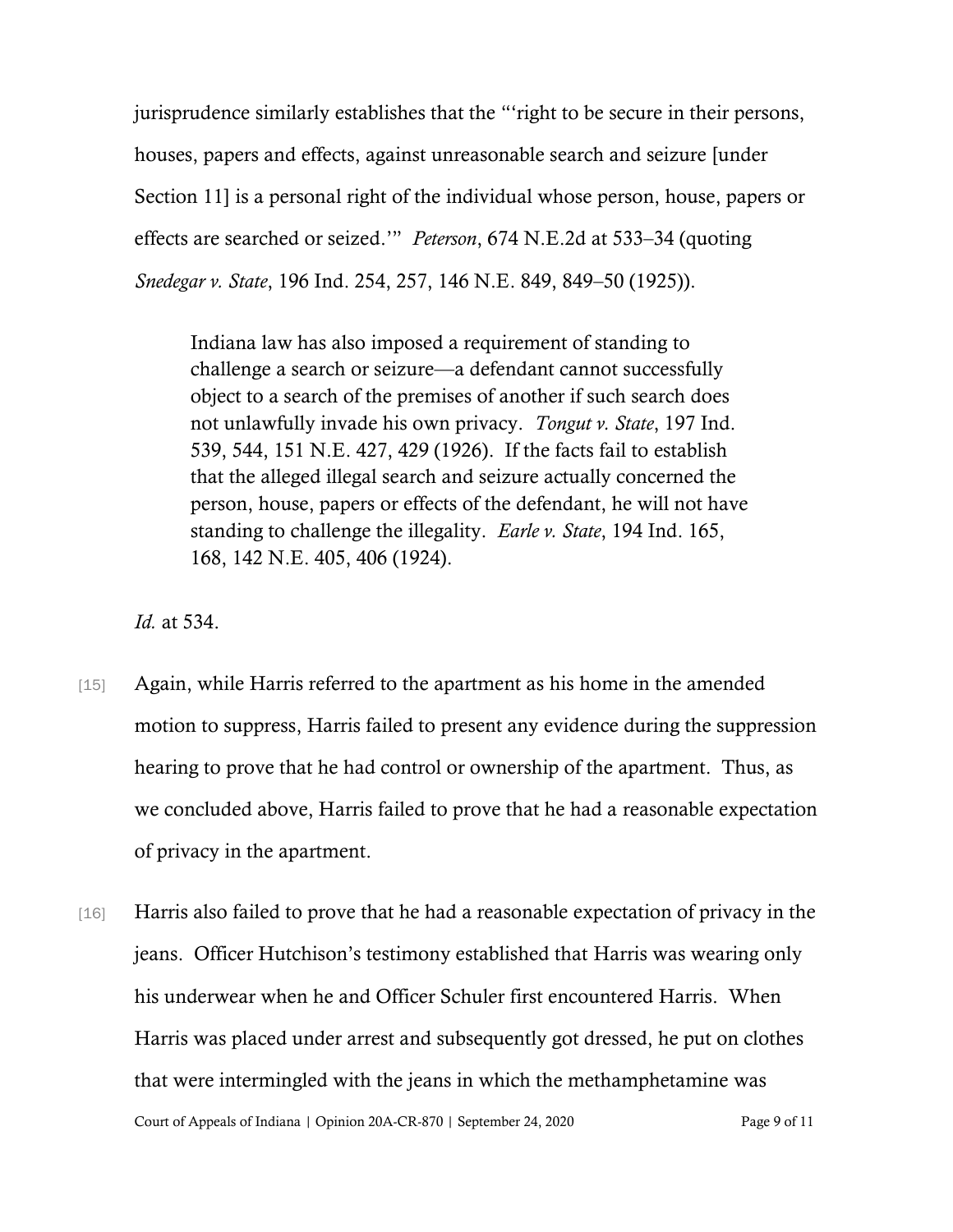jurisprudence similarly establishes that the "'right to be secure in their persons, houses, papers and effects, against unreasonable search and seizure [under Section 11] is a personal right of the individual whose person, house, papers or effects are searched or seized.'" *Peterson*, 674 N.E.2d at 533–34 (quoting *Snedegar v. State*, 196 Ind. 254, 257, 146 N.E. 849, 849–50 (1925)).

> Indiana law has also imposed a requirement of standing to challenge a search or seizure—a defendant cannot successfully object to a search of the premises of another if such search does not unlawfully invade his own privacy. *Tongut v. State*, 197 Ind. 539, 544, 151 N.E. 427, 429 (1926). If the facts fail to establish that the alleged illegal search and seizure actually concerned the person, house, papers or effects of the defendant, he will not have standing to challenge the illegality. *Earle v. State*, 194 Ind. 165, 168, 142 N.E. 405, 406 (1924).

*Id.* at 534.

[15] Again, while Harris referred to the apartment as his home in the amended motion to suppress, Harris failed to present any evidence during the suppression hearing to prove that he had control or ownership of the apartment. Thus, as we concluded above, Harris failed to prove that he had a reasonable expectation of privacy in the apartment.

[16] Harris also failed to prove that he had a reasonable expectation of privacy in the jeans. Officer Hutchison's testimony established that Harris was wearing only his underwear when he and Officer Schuler first encountered Harris. When Harris was placed under arrest and subsequently got dressed, he put on clothes that were intermingled with the jeans in which the methamphetamine was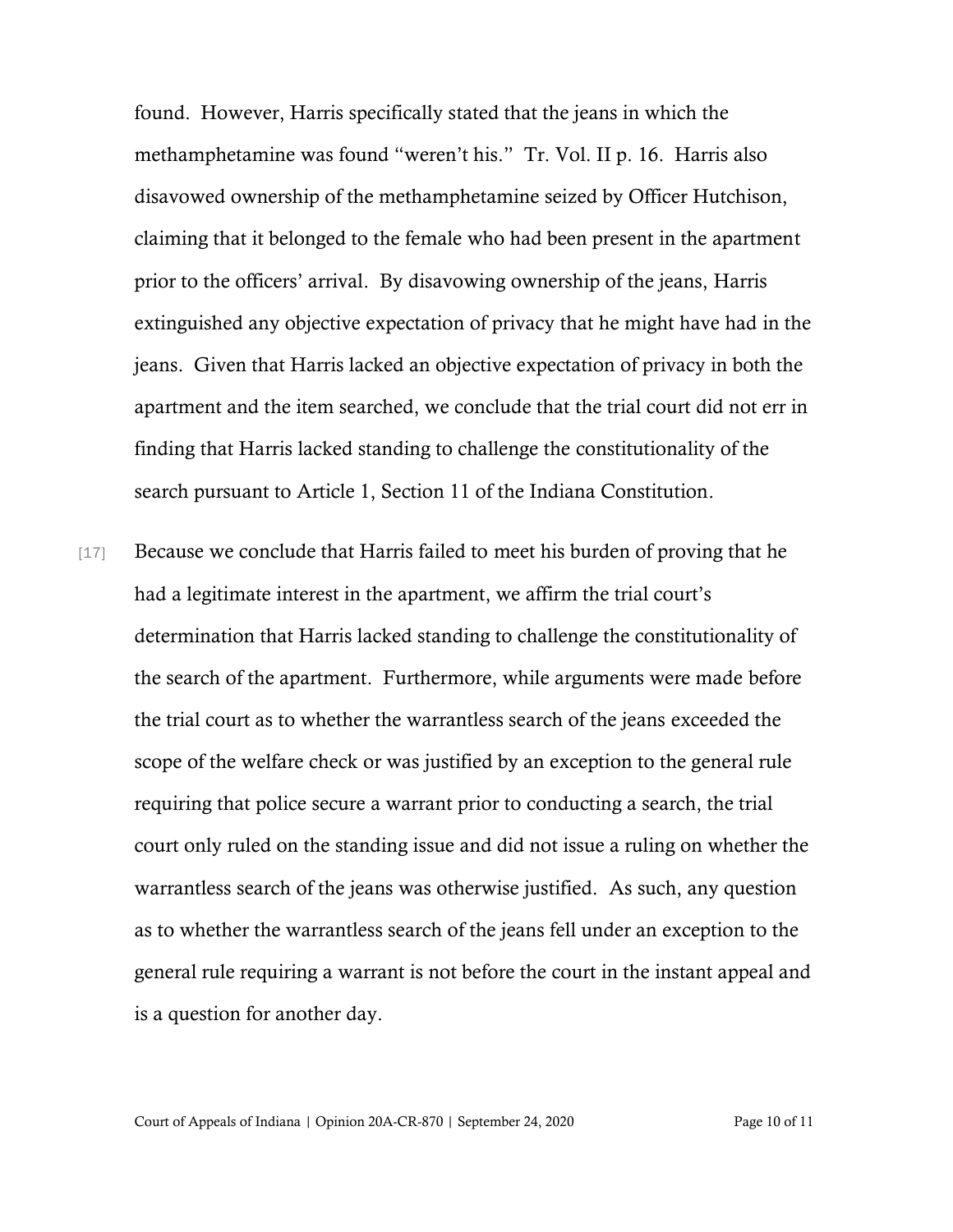found. However, Harris specifically stated that the jeans in which the methamphetamine was found "weren't his." Tr. Vol. II p. 16. Harris also disavowed ownership of the methamphetamine seized by Officer Hutchison, claiming that it belonged to the female who had been present in the apartment prior to the officers' arrival. By disavowing ownership of the jeans, Harris extinguished any objective expectation of privacy that he might have had in the jeans. Given that Harris lacked an objective expectation of privacy in both the apartment and the item searched, we conclude that the trial court did not err in finding that Harris lacked standing to challenge the constitutionality of the search pursuant to Article 1, Section 11 of the Indiana Constitution.

[17] Because we conclude that Harris failed to meet his burden of proving that he had a legitimate interest in the apartment, we affirm the trial court's determination that Harris lacked standing to challenge the constitutionality of the search of the apartment. Furthermore, while arguments were made before the trial court as to whether the warrantless search of the jeans exceeded the scope of the welfare check or was justified by an exception to the general rule requiring that police secure a warrant prior to conducting a search, the trial court only ruled on the standing issue and did not issue a ruling on whether the warrantless search of the jeans was otherwise justified. As such, any question as to whether the warrantless search of the jeans fell under an exception to the general rule requiring a warrant is not before the court in the instant appeal and is a question for another day.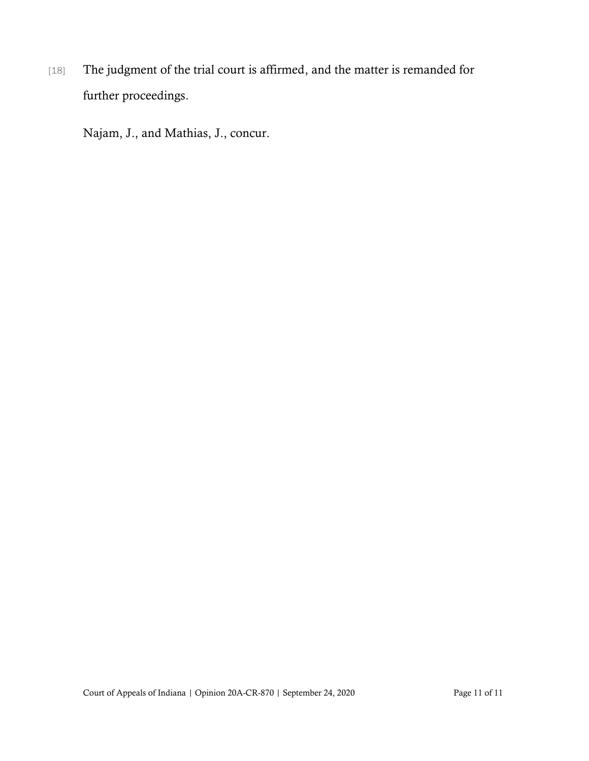[18] The judgment of the trial court is affirmed, and the matter is remanded for further proceedings.

Najam, J., and Mathias, J., concur.